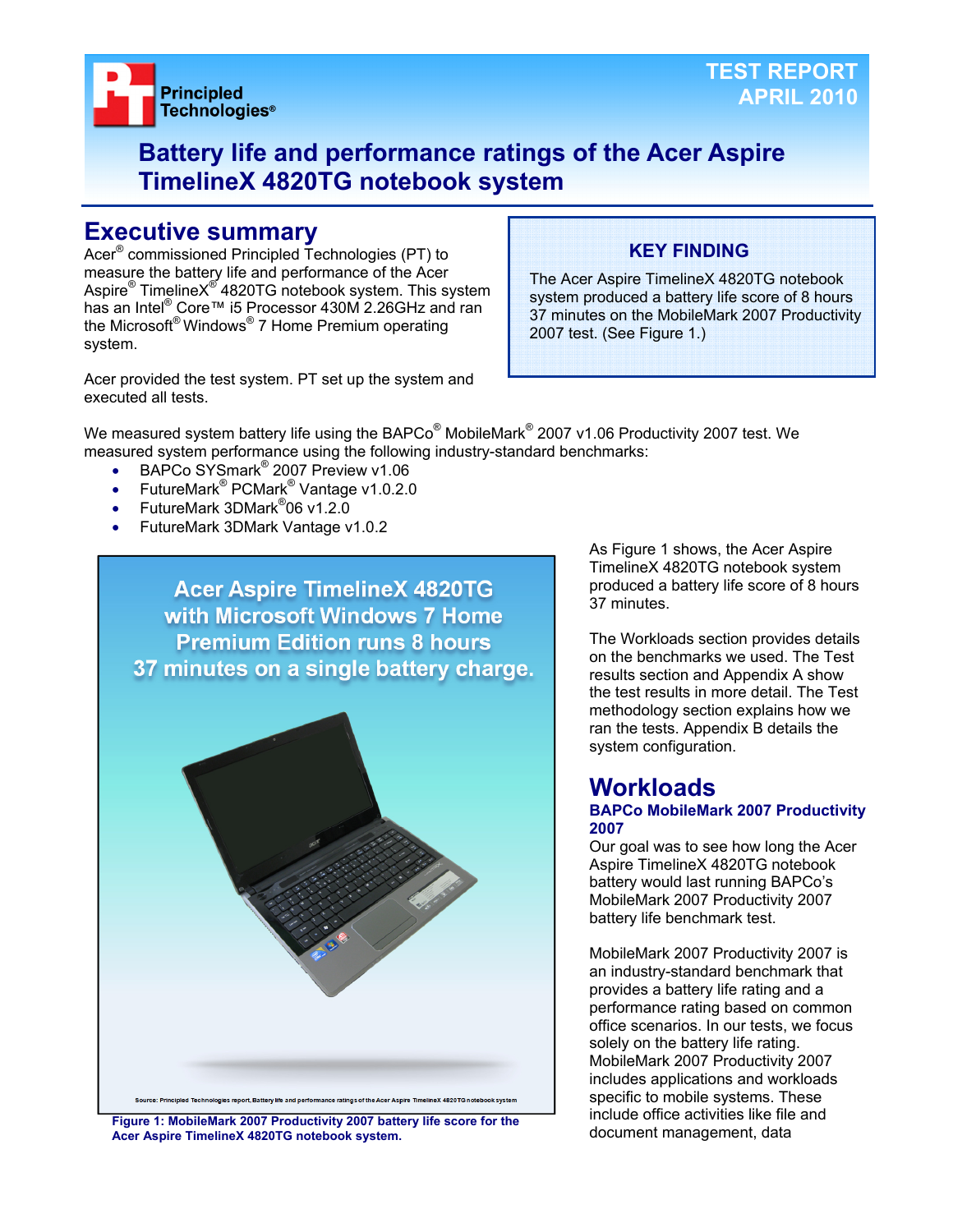Principled Technologies®

TEST REPORT
APRIL 2010

# Battery life and performance ratings of the Acer Aspire TimelineX 4820TG notebook system

## Executive summary

Acer® commissioned Principled Technologies (PT) to measure the battery life and performance of the Acer Aspire® TimelineX® 4820TG notebook system. This system has an Intel® Core™ i5 Processor 430M 2.26GHz and ran the Microsoft® Windows® 7 Home Premium operating system.

Acer provided the test system. PT set up the system and executed all tests.

**KEY FINDING**

The Acer Aspire TimelineX 4820TG notebook system produced a battery life score of 8 hours 37 minutes on the MobileMark 2007 Productivity 2007 test. (See Figure 1.)

We measured system battery life using the BAPCo® MobileMark® 2007 v1.06 Productivity 2007 test. We measured system performance using the following industry-standard benchmarks:

- BAPCo SYSmark® 2007 Preview v1.06
- FutureMark® PCMark® Vantage v1.0.2.0
- FutureMark 3DMark®06 v1.2.0
- FutureMark 3DMark Vantage v1.0.2

Acer Aspire TimelineX 4820TG with Microsoft Windows 7 Home Premium Edition runs 8 hours 37 minutes on a single battery charge.

Source: Principled Technologies report, Battery life and performance ratings of the Acer Aspire TimelineX 4820TG notebook system

**Figure 1: MobileMark 2007 Productivity 2007 battery life score for the Acer Aspire TimelineX 4820TG notebook system.**

As Figure 1 shows, the Acer Aspire TimelineX 4820TG notebook system produced a battery life score of 8 hours 37 minutes.

The Workloads section provides details on the benchmarks we used. The Test results section and Appendix A show the test results in more detail. The Test methodology section explains how we ran the tests. Appendix B details the system configuration.

## Workloads

### BAPCo MobileMark 2007 Productivity 2007

Our goal was to see how long the Acer Aspire TimelineX 4820TG notebook battery would last running BAPCo's MobileMark 2007 Productivity 2007 battery life benchmark test.

MobileMark 2007 Productivity 2007 is an industry-standard benchmark that provides a battery life rating and a performance rating based on common office scenarios. In our tests, we focus solely on the battery life rating. MobileMark 2007 Productivity 2007 includes applications and workloads specific to mobile systems. These include office activities like file and document management, data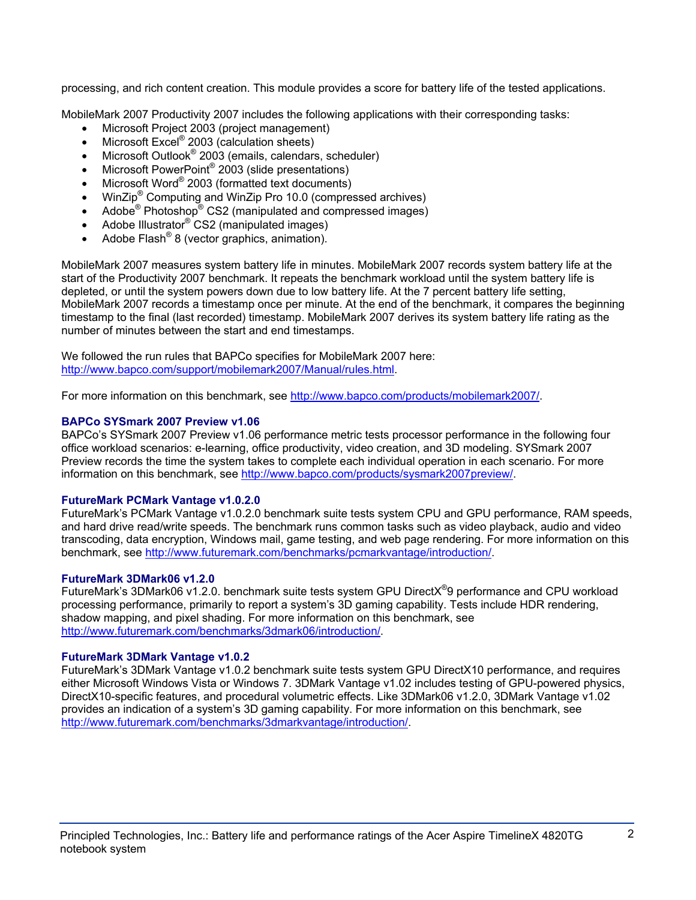processing, and rich content creation. This module provides a score for battery life of the tested applications.

MobileMark 2007 Productivity 2007 includes the following applications with their corresponding tasks:

- Microsoft Project 2003 (project management)
- Microsoft Excel® 2003 (calculation sheets)
- Microsoft Outlook® 2003 (emails, calendars, scheduler)
- Microsoft PowerPoint® 2003 (slide presentations)
- Microsoft Word® 2003 (formatted text documents)
- WinZip® Computing and WinZip Pro 10.0 (compressed archives)
- Adobe® Photoshop® CS2 (manipulated and compressed images)
- Adobe Illustrator® CS2 (manipulated images)
- Adobe Flash® 8 (vector graphics, animation).

MobileMark 2007 measures system battery life in minutes. MobileMark 2007 records system battery life at the start of the Productivity 2007 benchmark. It repeats the benchmark workload until the system battery life is depleted, or until the system powers down due to low battery life. At the 7 percent battery life setting, MobileMark 2007 records a timestamp once per minute. At the end of the benchmark, it compares the beginning timestamp to the final (last recorded) timestamp. MobileMark 2007 derives its system battery life rating as the number of minutes between the start and end timestamps.

We followed the run rules that BAPCo specifies for MobileMark 2007 here: http://www.bapco.com/support/mobilemark2007/Manual/rules.html.

For more information on this benchmark, see http://www.bapco.com/products/mobilemark2007/.

### BAPCo SYSmark 2007 Preview v1.06

BAPCo's SYSmark 2007 Preview v1.06 performance metric tests processor performance in the following four office workload scenarios: e-learning, office productivity, video creation, and 3D modeling. SYSmark 2007 Preview records the time the system takes to complete each individual operation in each scenario. For more information on this benchmark, see http://www.bapco.com/products/sysmark2007preview/.

### FutureMark PCMark Vantage v1.0.2.0

FutureMark's PCMark Vantage v1.0.2.0 benchmark suite tests system CPU and GPU performance, RAM speeds, and hard drive read/write speeds. The benchmark runs common tasks such as video playback, audio and video transcoding, data encryption, Windows mail, game testing, and web page rendering. For more information on this benchmark, see http://www.futuremark.com/benchmarks/pcmarkvantage/introduction/.

### FutureMark 3DMark06 v1.2.0

FutureMark's 3DMark06 v1.2.0. benchmark suite tests system GPU DirectX®9 performance and CPU workload processing performance, primarily to report a system's 3D gaming capability. Tests include HDR rendering, shadow mapping, and pixel shading. For more information on this benchmark, see http://www.futuremark.com/benchmarks/3dmark06/introduction/.

### FutureMark 3DMark Vantage v1.0.2

FutureMark's 3DMark Vantage v1.0.2 benchmark suite tests system GPU DirectX10 performance, and requires either Microsoft Windows Vista or Windows 7. 3DMark Vantage v1.02 includes testing of GPU-powered physics, DirectX10-specific features, and procedural volumetric effects. Like 3DMark06 v1.2.0, 3DMark Vantage v1.02 provides an indication of a system's 3D gaming capability. For more information on this benchmark, see http://www.futuremark.com/benchmarks/3dmarkvantage/introduction/.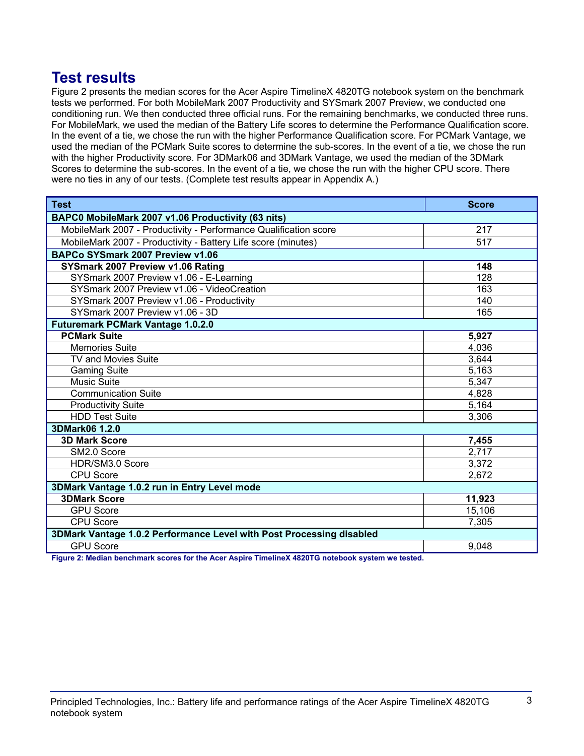## Test results

Figure 2 presents the median scores for the Acer Aspire TimelineX 4820TG notebook system on the benchmark tests we performed. For both MobileMark 2007 Productivity and SYSmark 2007 Preview, we conducted one conditioning run. We then conducted three official runs. For the remaining benchmarks, we conducted three runs. For MobileMark, we used the median of the Battery Life scores to determine the Performance Qualification score. In the event of a tie, we chose the run with the higher Performance Qualification score. For PCMark Vantage, we used the median of the PCMark Suite scores to determine the sub-scores. In the event of a tie, we chose the run with the higher Productivity score. For 3DMark06 and 3DMark Vantage, we used the median of the 3DMark Scores to determine the sub-scores. In the event of a tie, we chose the run with the higher CPU score. There were no ties in any of our tests. (Complete test results appear in Appendix A.)

| Test | Score |
|---|---|
| **BAPC0 MobileMark 2007 v1.06 Productivity (63 nits)** | |
| MobileMark 2007 - Productivity - Performance Qualification score | 217 |
| MobileMark 2007 - Productivity - Battery Life score (minutes) | 517 |
| **BAPCo SYSmark 2007 Preview v1.06** | |
| **SYSmark 2007 Preview v1.06 Rating** | **148** |
| SYSmark 2007 Preview v1.06 - E-Learning | 128 |
| SYSmark 2007 Preview v1.06 - VideoCreation | 163 |
| SYSmark 2007 Preview v1.06 - Productivity | 140 |
| SYSmark 2007 Preview v1.06 - 3D | 165 |
| **Futuremark PCMark Vantage 1.0.2.0** | |
| **PCMark Suite** | **5,927** |
| Memories Suite | 4,036 |
| TV and Movies Suite | 3,644 |
| Gaming Suite | 5,163 |
| Music Suite | 5,347 |
| Communication Suite | 4,828 |
| Productivity Suite | 5,164 |
| HDD Test Suite | 3,306 |
| **3DMark06 1.2.0** | |
| **3D Mark Score** | **7,455** |
| SM2.0 Score | 2,717 |
| HDR/SM3.0 Score | 3,372 |
| CPU Score | 2,672 |
| **3DMark Vantage 1.0.2 run in Entry Level mode** | |
| **3DMark Score** | **11,923** |
| GPU Score | 15,106 |
| CPU Score | 7,305 |
| **3DMark Vantage 1.0.2 Performance Level with Post Processing disabled** | |
| GPU Score | 9,048 |

**Figure 2: Median benchmark scores for the Acer Aspire TimelineX 4820TG notebook system we tested.**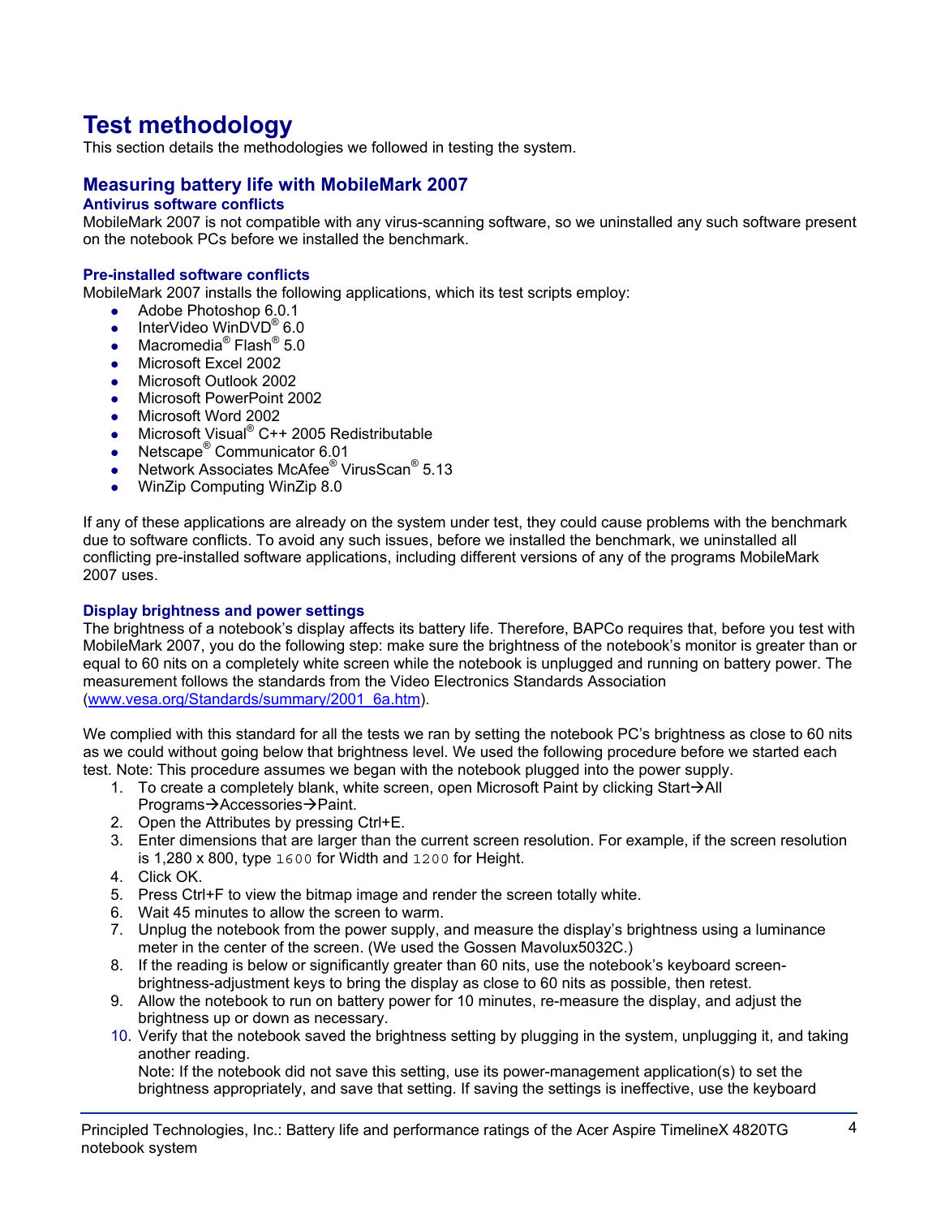# Test methodology

This section details the methodologies we followed in testing the system.

## Measuring battery life with MobileMark 2007

### Antivirus software conflicts

MobileMark 2007 is not compatible with any virus-scanning software, so we uninstalled any such software present on the notebook PCs before we installed the benchmark.

### Pre-installed software conflicts

MobileMark 2007 installs the following applications, which its test scripts employ:

- Adobe Photoshop 6.0.1
- InterVideo WinDVD® 6.0
- Macromedia® Flash® 5.0
- Microsoft Excel 2002
- Microsoft Outlook 2002
- Microsoft PowerPoint 2002
- Microsoft Word 2002
- Microsoft Visual® C++ 2005 Redistributable
- Netscape® Communicator 6.01
- Network Associates McAfee® VirusScan® 5.13
- WinZip Computing WinZip 8.0

If any of these applications are already on the system under test, they could cause problems with the benchmark due to software conflicts. To avoid any such issues, before we installed the benchmark, we uninstalled all conflicting pre-installed software applications, including different versions of any of the programs MobileMark 2007 uses.

### Display brightness and power settings

The brightness of a notebook's display affects its battery life. Therefore, BAPCo requires that, before you test with MobileMark 2007, you do the following step: make sure the brightness of the notebook's monitor is greater than or equal to 60 nits on a completely white screen while the notebook is unplugged and running on battery power. The measurement follows the standards from the Video Electronics Standards Association (www.vesa.org/Standards/summary/2001_6a.htm).

We complied with this standard for all the tests we ran by setting the notebook PC's brightness as close to 60 nits as we could without going below that brightness level. We used the following procedure before we started each test. Note: This procedure assumes we began with the notebook plugged into the power supply.

1. To create a completely blank, white screen, open Microsoft Paint by clicking Start→All Programs→Accessories→Paint.
2. Open the Attributes by pressing Ctrl+E.
3. Enter dimensions that are larger than the current screen resolution. For example, if the screen resolution is 1,280 x 800, type `1600` for Width and `1200` for Height.
4. Click OK.
5. Press Ctrl+F to view the bitmap image and render the screen totally white.
6. Wait 45 minutes to allow the screen to warm.
7. Unplug the notebook from the power supply, and measure the display's brightness using a luminance meter in the center of the screen. (We used the Gossen Mavolux5032C.)
8. If the reading is below or significantly greater than 60 nits, use the notebook's keyboard screen-brightness-adjustment keys to bring the display as close to 60 nits as possible, then retest.
9. Allow the notebook to run on battery power for 10 minutes, re-measure the display, and adjust the brightness up or down as necessary.
10. Verify that the notebook saved the brightness setting by plugging in the system, unplugging it, and taking another reading.
    Note: If the notebook did not save this setting, use its power-management application(s) to set the brightness appropriately, and save that setting. If saving the settings is ineffective, use the keyboard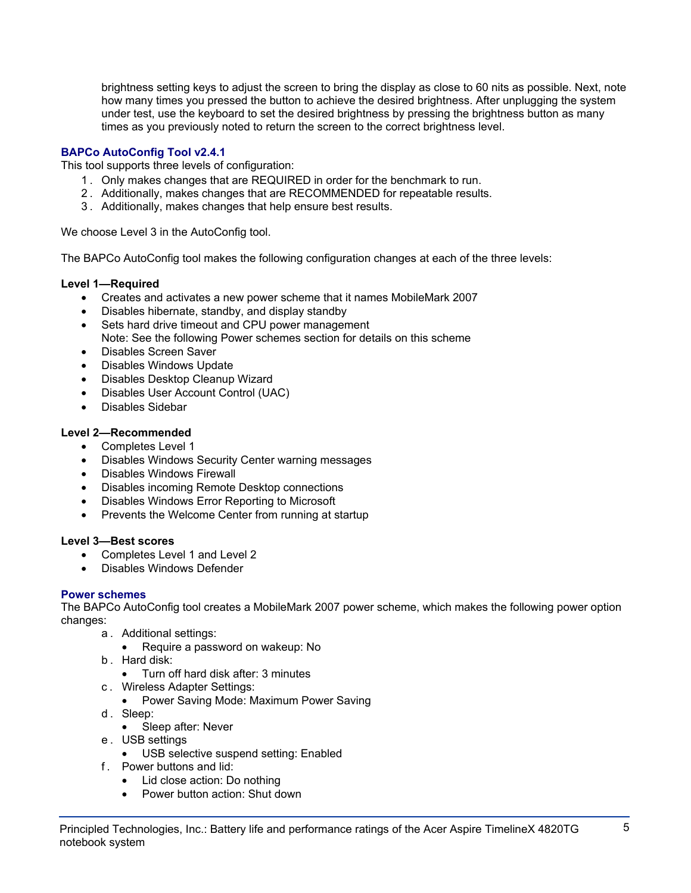brightness setting keys to adjust the screen to bring the display as close to 60 nits as possible. Next, note how many times you pressed the button to achieve the desired brightness. After unplugging the system under test, use the keyboard to set the desired brightness by pressing the brightness button as many times as you previously noted to return the screen to the correct brightness level.

### BAPCo AutoConfig Tool v2.4.1

This tool supports three levels of configuration:

1. Only makes changes that are REQUIRED in order for the benchmark to run.
2. Additionally, makes changes that are RECOMMENDED for repeatable results.
3. Additionally, makes changes that help ensure best results.

We choose Level 3 in the AutoConfig tool.

The BAPCo AutoConfig tool makes the following configuration changes at each of the three levels:

**Level 1—Required**

- Creates and activates a new power scheme that it names MobileMark 2007
- Disables hibernate, standby, and display standby
- Sets hard drive timeout and CPU power management
  Note: See the following Power schemes section for details on this scheme
- Disables Screen Saver
- Disables Windows Update
- Disables Desktop Cleanup Wizard
- Disables User Account Control (UAC)
- Disables Sidebar

**Level 2—Recommended**

- Completes Level 1
- Disables Windows Security Center warning messages
- Disables Windows Firewall
- Disables incoming Remote Desktop connections
- Disables Windows Error Reporting to Microsoft
- Prevents the Welcome Center from running at startup

**Level 3—Best scores**

- Completes Level 1 and Level 2
- Disables Windows Defender

### Power schemes

The BAPCo AutoConfig tool creates a MobileMark 2007 power scheme, which makes the following power option changes:

a. Additional settings:
   - Require a password on wakeup: No
b. Hard disk:
   - Turn off hard disk after: 3 minutes
c. Wireless Adapter Settings:
   - Power Saving Mode: Maximum Power Saving
d. Sleep:
   - Sleep after: Never
e. USB settings
   - USB selective suspend setting: Enabled
f. Power buttons and lid:
   - Lid close action: Do nothing
   - Power button action: Shut down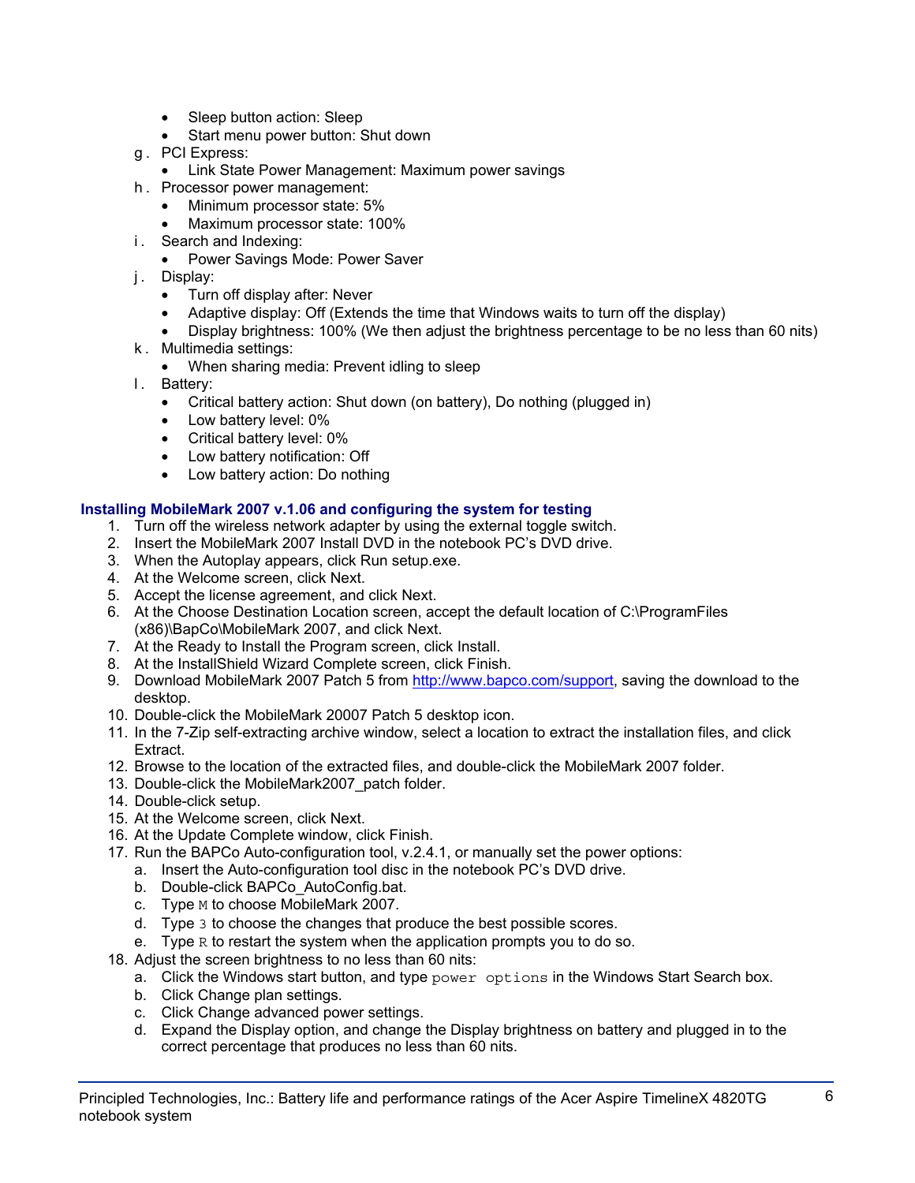- Sleep button action: Sleep
    - Start menu power button: Shut down

g. PCI Express:
    - Link State Power Management: Maximum power savings

h. Processor power management:
    - Minimum processor state: 5%
    - Maximum processor state: 100%

i. Search and Indexing:
    - Power Savings Mode: Power Saver

j. Display:
    - Turn off display after: Never
    - Adaptive display: Off (Extends the time that Windows waits to turn off the display)
    - Display brightness: 100% (We then adjust the brightness percentage to be no less than 60 nits)

k. Multimedia settings:
    - When sharing media: Prevent idling to sleep

l. Battery:
    - Critical battery action: Shut down (on battery), Do nothing (plugged in)
    - Low battery level: 0%
    - Critical battery level: 0%
    - Low battery notification: Off
    - Low battery action: Do nothing

### Installing MobileMark 2007 v.1.06 and configuring the system for testing

1. Turn off the wireless network adapter by using the external toggle switch.
2. Insert the MobileMark 2007 Install DVD in the notebook PC's DVD drive.
3. When the Autoplay appears, click Run setup.exe.
4. At the Welcome screen, click Next.
5. Accept the license agreement, and click Next.
6. At the Choose Destination Location screen, accept the default location of C:\ProgramFiles (x86)\BapCo\MobileMark 2007, and click Next.
7. At the Ready to Install the Program screen, click Install.
8. At the InstallShield Wizard Complete screen, click Finish.
9. Download MobileMark 2007 Patch 5 from http://www.bapco.com/support, saving the download to the desktop.
10. Double-click the MobileMark 20007 Patch 5 desktop icon.
11. In the 7-Zip self-extracting archive window, select a location to extract the installation files, and click Extract.
12. Browse to the location of the extracted files, and double-click the MobileMark 2007 folder.
13. Double-click the MobileMark2007_patch folder.
14. Double-click setup.
15. At the Welcome screen, click Next.
16. At the Update Complete window, click Finish.
17. Run the BAPCo Auto-configuration tool, v.2.4.1, or manually set the power options:
    a. Insert the Auto-configuration tool disc in the notebook PC's DVD drive.
    b. Double-click BAPCo_AutoConfig.bat.
    c. Type `M` to choose MobileMark 2007.
    d. Type `3` to choose the changes that produce the best possible scores.
    e. Type `R` to restart the system when the application prompts you to do so.
18. Adjust the screen brightness to no less than 60 nits:
    a. Click the Windows start button, and type `power options` in the Windows Start Search box.
    b. Click Change plan settings.
    c. Click Change advanced power settings.
    d. Expand the Display option, and change the Display brightness on battery and plugged in to the correct percentage that produces no less than 60 nits.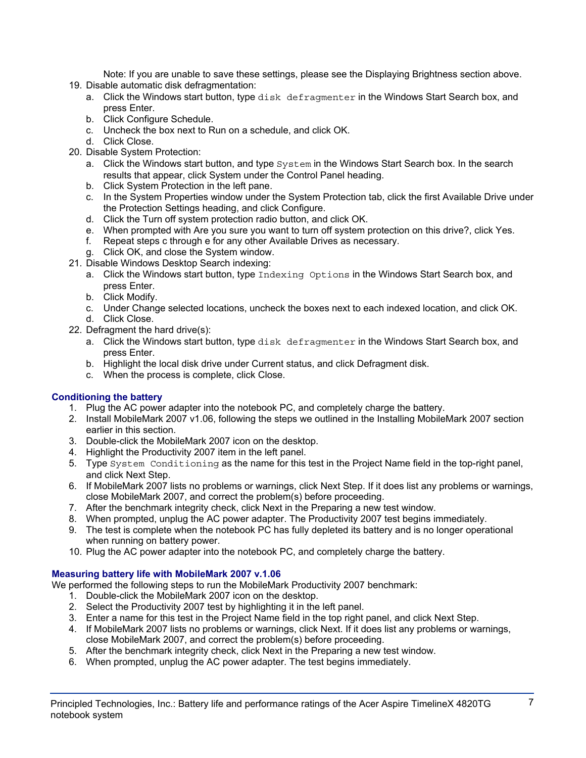Note: If you are unable to save these settings, please see the Displaying Brightness section above.

19. Disable automatic disk defragmentation:
    a. Click the Windows start button, type `disk defragmenter` in the Windows Start Search box, and press Enter.
    b. Click Configure Schedule.
    c. Uncheck the box next to Run on a schedule, and click OK.
    d. Click Close.
20. Disable System Protection:
    a. Click the Windows start button, and type `System` in the Windows Start Search box. In the search results that appear, click System under the Control Panel heading.
    b. Click System Protection in the left pane.
    c. In the System Properties window under the System Protection tab, click the first Available Drive under the Protection Settings heading, and click Configure.
    d. Click the Turn off system protection radio button, and click OK.
    e. When prompted with Are you sure you want to turn off system protection on this drive?, click Yes.
    f. Repeat steps c through e for any other Available Drives as necessary.
    g. Click OK, and close the System window.
21. Disable Windows Desktop Search indexing:
    a. Click the Windows start button, type `Indexing Options` in the Windows Start Search box, and press Enter.
    b. Click Modify.
    c. Under Change selected locations, uncheck the boxes next to each indexed location, and click OK.
    d. Click Close.
22. Defragment the hard drive(s):
    a. Click the Windows start button, type `disk defragmenter` in the Windows Start Search box, and press Enter.
    b. Highlight the local disk drive under Current status, and click Defragment disk.
    c. When the process is complete, click Close.

### Conditioning the battery

1. Plug the AC power adapter into the notebook PC, and completely charge the battery.
2. Install MobileMark 2007 v1.06, following the steps we outlined in the Installing MobileMark 2007 section earlier in this section.
3. Double-click the MobileMark 2007 icon on the desktop.
4. Highlight the Productivity 2007 item in the left panel.
5. Type `System Conditioning` as the name for this test in the Project Name field in the top-right panel, and click Next Step.
6. If MobileMark 2007 lists no problems or warnings, click Next Step. If it does list any problems or warnings, close MobileMark 2007, and correct the problem(s) before proceeding.
7. After the benchmark integrity check, click Next in the Preparing a new test window.
8. When prompted, unplug the AC power adapter. The Productivity 2007 test begins immediately.
9. The test is complete when the notebook PC has fully depleted its battery and is no longer operational when running on battery power.
10. Plug the AC power adapter into the notebook PC, and completely charge the battery.

### Measuring battery life with MobileMark 2007 v.1.06

We performed the following steps to run the MobileMark Productivity 2007 benchmark:

1. Double-click the MobileMark 2007 icon on the desktop.
2. Select the Productivity 2007 test by highlighting it in the left panel.
3. Enter a name for this test in the Project Name field in the top right panel, and click Next Step.
4. If MobileMark 2007 lists no problems or warnings, click Next. If it does list any problems or warnings, close MobileMark 2007, and correct the problem(s) before proceeding.
5. After the benchmark integrity check, click Next in the Preparing a new test window.
6. When prompted, unplug the AC power adapter. The test begins immediately.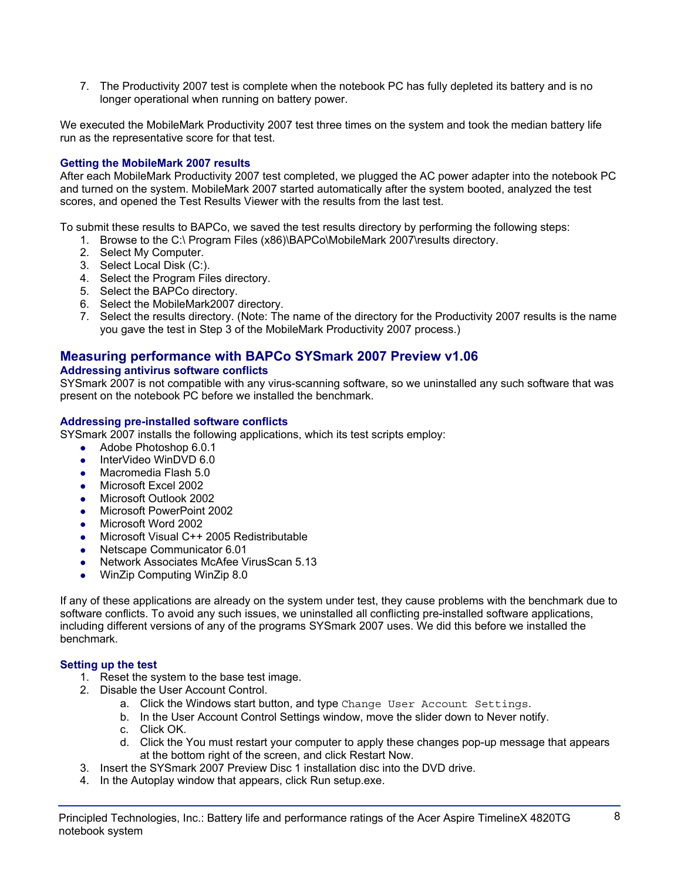7. The Productivity 2007 test is complete when the notebook PC has fully depleted its battery and is no longer operational when running on battery power.

We executed the MobileMark Productivity 2007 test three times on the system and took the median battery life run as the representative score for that test.

### Getting the MobileMark 2007 results

After each MobileMark Productivity 2007 test completed, we plugged the AC power adapter into the notebook PC and turned on the system. MobileMark 2007 started automatically after the system booted, analyzed the test scores, and opened the Test Results Viewer with the results from the last test.

To submit these results to BAPCo, we saved the test results directory by performing the following steps:

1. Browse to the C:\ Program Files (x86)\BAPCo\MobileMark 2007\results directory.
2. Select My Computer.
3. Select Local Disk (C:).
4. Select the Program Files directory.
5. Select the BAPCo directory.
6. Select the MobileMark2007 directory.
7. Select the results directory. (Note: The name of the directory for the Productivity 2007 results is the name you gave the test in Step 3 of the MobileMark Productivity 2007 process.)

## Measuring performance with BAPCo SYSmark 2007 Preview v1.06

### Addressing antivirus software conflicts

SYSmark 2007 is not compatible with any virus-scanning software, so we uninstalled any such software that was present on the notebook PC before we installed the benchmark.

### Addressing pre-installed software conflicts

SYSmark 2007 installs the following applications, which its test scripts employ:

- Adobe Photoshop 6.0.1
- InterVideo WinDVD 6.0
- Macromedia Flash 5.0
- Microsoft Excel 2002
- Microsoft Outlook 2002
- Microsoft PowerPoint 2002
- Microsoft Word 2002
- Microsoft Visual C++ 2005 Redistributable
- Netscape Communicator 6.01
- Network Associates McAfee VirusScan 5.13
- WinZip Computing WinZip 8.0

If any of these applications are already on the system under test, they cause problems with the benchmark due to software conflicts. To avoid any such issues, we uninstalled all conflicting pre-installed software applications, including different versions of any of the programs SYSmark 2007 uses. We did this before we installed the benchmark.

### Setting up the test

1. Reset the system to the base test image.
2. Disable the User Account Control.
   a. Click the Windows start button, and type `Change User Account Settings`.
   b. In the User Account Control Settings window, move the slider down to Never notify.
   c. Click OK.
   d. Click the You must restart your computer to apply these changes pop-up message that appears at the bottom right of the screen, and click Restart Now.
3. Insert the SYSmark 2007 Preview Disc 1 installation disc into the DVD drive.
4. In the Autoplay window that appears, click Run setup.exe.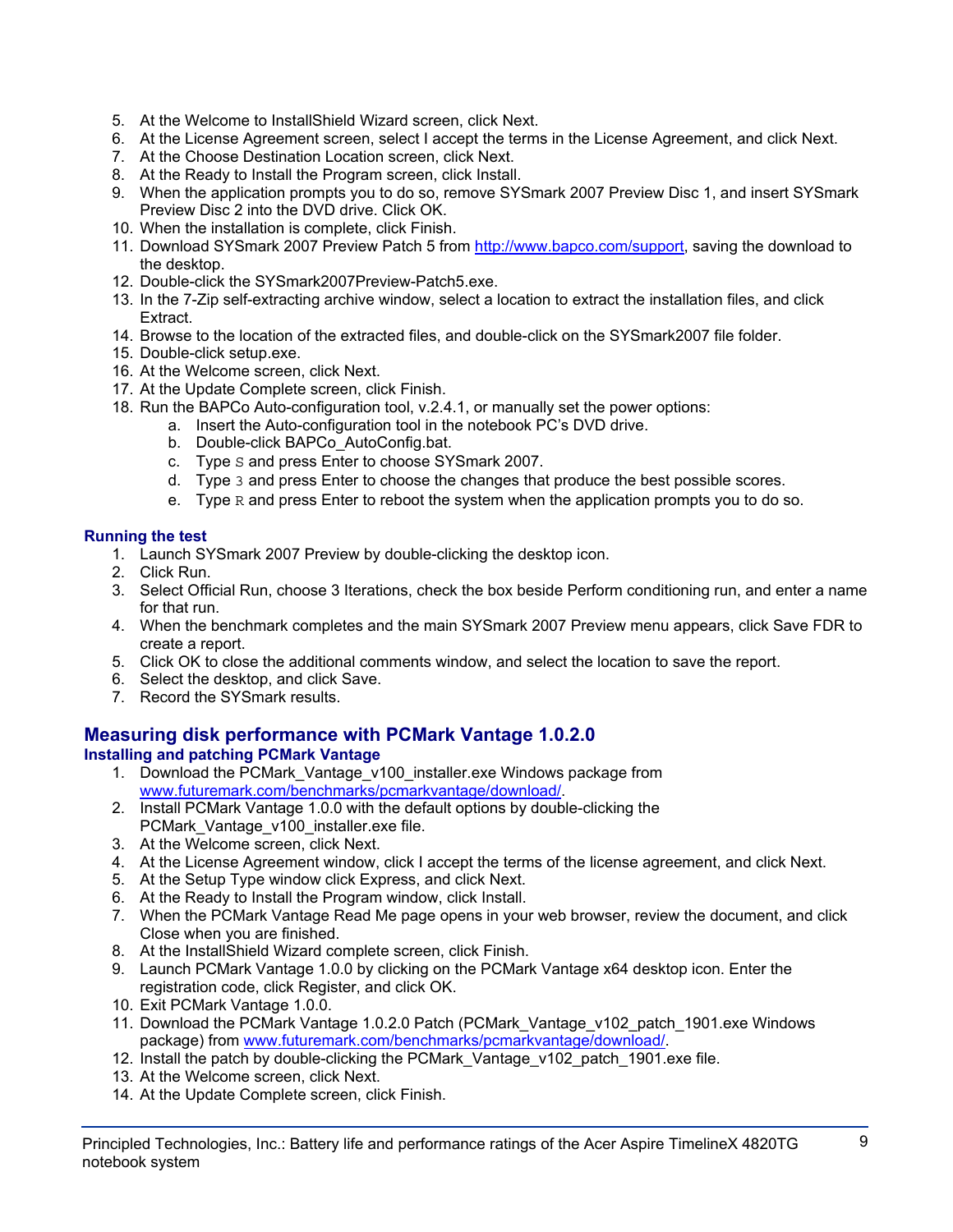5. At the Welcome to InstallShield Wizard screen, click Next.
6. At the License Agreement screen, select I accept the terms in the License Agreement, and click Next.
7. At the Choose Destination Location screen, click Next.
8. At the Ready to Install the Program screen, click Install.
9. When the application prompts you to do so, remove SYSmark 2007 Preview Disc 1, and insert SYSmark Preview Disc 2 into the DVD drive. Click OK.
10. When the installation is complete, click Finish.
11. Download SYSmark 2007 Preview Patch 5 from http://www.bapco.com/support, saving the download to the desktop.
12. Double-click the SYSmark2007Preview-Patch5.exe.
13. In the 7-Zip self-extracting archive window, select a location to extract the installation files, and click Extract.
14. Browse to the location of the extracted files, and double-click on the SYSmark2007 file folder.
15. Double-click setup.exe.
16. At the Welcome screen, click Next.
17. At the Update Complete screen, click Finish.
18. Run the BAPCo Auto-configuration tool, v.2.4.1, or manually set the power options:
    a. Insert the Auto-configuration tool in the notebook PC's DVD drive.
    b. Double-click BAPCo_AutoConfig.bat.
    c. Type `S` and press Enter to choose SYSmark 2007.
    d. Type `3` and press Enter to choose the changes that produce the best possible scores.
    e. Type `R` and press Enter to reboot the system when the application prompts you to do so.

### Running the test

1. Launch SYSmark 2007 Preview by double-clicking the desktop icon.
2. Click Run.
3. Select Official Run, choose 3 Iterations, check the box beside Perform conditioning run, and enter a name for that run.
4. When the benchmark completes and the main SYSmark 2007 Preview menu appears, click Save FDR to create a report.
5. Click OK to close the additional comments window, and select the location to save the report.
6. Select the desktop, and click Save.
7. Record the SYSmark results.

## Measuring disk performance with PCMark Vantage 1.0.2.0

### Installing and patching PCMark Vantage

1. Download the PCMark_Vantage_v100_installer.exe Windows package from www.futuremark.com/benchmarks/pcmarkvantage/download/.
2. Install PCMark Vantage 1.0.0 with the default options by double-clicking the PCMark_Vantage_v100_installer.exe file.
3. At the Welcome screen, click Next.
4. At the License Agreement window, click I accept the terms of the license agreement, and click Next.
5. At the Setup Type window click Express, and click Next.
6. At the Ready to Install the Program window, click Install.
7. When the PCMark Vantage Read Me page opens in your web browser, review the document, and click Close when you are finished.
8. At the InstallShield Wizard complete screen, click Finish.
9. Launch PCMark Vantage 1.0.0 by clicking on the PCMark Vantage x64 desktop icon. Enter the registration code, click Register, and click OK.
10. Exit PCMark Vantage 1.0.0.
11. Download the PCMark Vantage 1.0.2.0 Patch (PCMark_Vantage_v102_patch_1901.exe Windows package) from www.futuremark.com/benchmarks/pcmarkvantage/download/.
12. Install the patch by double-clicking the PCMark_Vantage_v102_patch_1901.exe file.
13. At the Welcome screen, click Next.
14. At the Update Complete screen, click Finish.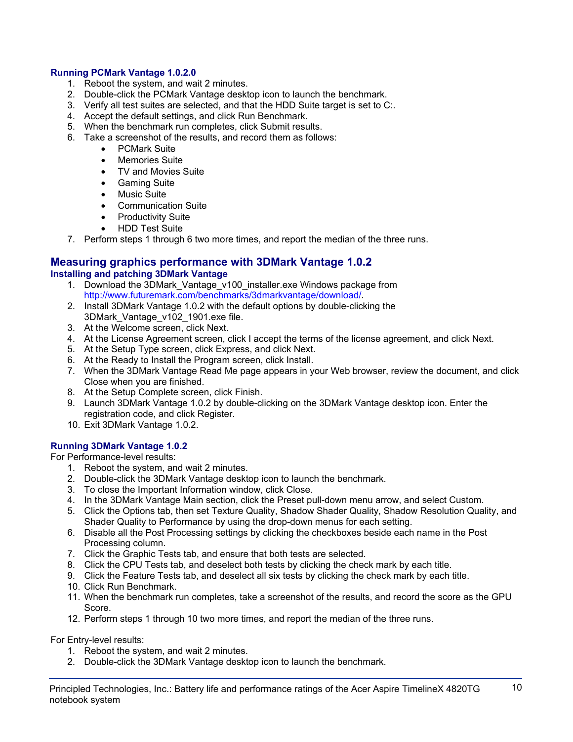### Running PCMark Vantage 1.0.2.0

1. Reboot the system, and wait 2 minutes.
2. Double-click the PCMark Vantage desktop icon to launch the benchmark.
3. Verify all test suites are selected, and that the HDD Suite target is set to C:.
4. Accept the default settings, and click Run Benchmark.
5. When the benchmark run completes, click Submit results.
6. Take a screenshot of the results, and record them as follows:
    - PCMark Suite
    - Memories Suite
    - TV and Movies Suite
    - Gaming Suite
    - Music Suite
    - Communication Suite
    - Productivity Suite
    - HDD Test Suite
7. Perform steps 1 through 6 two more times, and report the median of the three runs.

## Measuring graphics performance with 3DMark Vantage 1.0.2

### Installing and patching 3DMark Vantage

1. Download the 3DMark_Vantage_v100_installer.exe Windows package from http://www.futuremark.com/benchmarks/3dmarkvantage/download/.
2. Install 3DMark Vantage 1.0.2 with the default options by double-clicking the 3DMark_Vantage_v102_1901.exe file.
3. At the Welcome screen, click Next.
4. At the License Agreement screen, click I accept the terms of the license agreement, and click Next.
5. At the Setup Type screen, click Express, and click Next.
6. At the Ready to Install the Program screen, click Install.
7. When the 3DMark Vantage Read Me page appears in your Web browser, review the document, and click Close when you are finished.
8. At the Setup Complete screen, click Finish.
9. Launch 3DMark Vantage 1.0.2 by double-clicking on the 3DMark Vantage desktop icon. Enter the registration code, and click Register.
10. Exit 3DMark Vantage 1.0.2.

### Running 3DMark Vantage 1.0.2

For Performance-level results:

1. Reboot the system, and wait 2 minutes.
2. Double-click the 3DMark Vantage desktop icon to launch the benchmark.
3. To close the Important Information window, click Close.
4. In the 3DMark Vantage Main section, click the Preset pull-down menu arrow, and select Custom.
5. Click the Options tab, then set Texture Quality, Shadow Shader Quality, Shadow Resolution Quality, and Shader Quality to Performance by using the drop-down menus for each setting.
6. Disable all the Post Processing settings by clicking the checkboxes beside each name in the Post Processing column.
7. Click the Graphic Tests tab, and ensure that both tests are selected.
8. Click the CPU Tests tab, and deselect both tests by clicking the check mark by each title.
9. Click the Feature Tests tab, and deselect all six tests by clicking the check mark by each title.
10. Click Run Benchmark.
11. When the benchmark run completes, take a screenshot of the results, and record the score as the GPU Score.
12. Perform steps 1 through 10 two more times, and report the median of the three runs.

For Entry-level results:

1. Reboot the system, and wait 2 minutes.
2. Double-click the 3DMark Vantage desktop icon to launch the benchmark.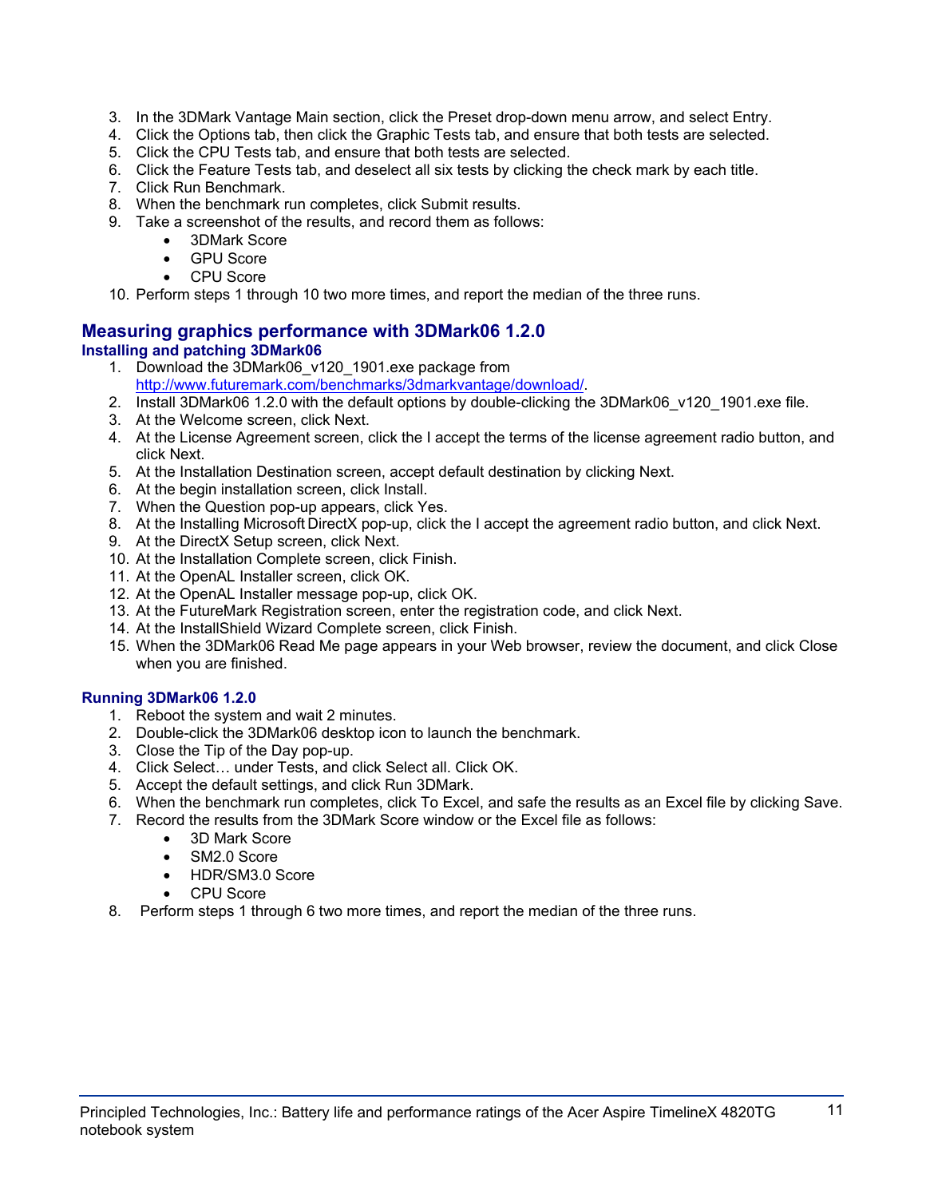3. In the 3DMark Vantage Main section, click the Preset drop-down menu arrow, and select Entry.
4. Click the Options tab, then click the Graphic Tests tab, and ensure that both tests are selected.
5. Click the CPU Tests tab, and ensure that both tests are selected.
6. Click the Feature Tests tab, and deselect all six tests by clicking the check mark by each title.
7. Click Run Benchmark.
8. When the benchmark run completes, click Submit results.
9. Take a screenshot of the results, and record them as follows:
   - 3DMark Score
   - GPU Score
   - CPU Score
10. Perform steps 1 through 10 two more times, and report the median of the three runs.

## Measuring graphics performance with 3DMark06 1.2.0

### Installing and patching 3DMark06

1. Download the 3DMark06_v120_1901.exe package from http://www.futuremark.com/benchmarks/3dmarkvantage/download/.
2. Install 3DMark06 1.2.0 with the default options by double-clicking the 3DMark06_v120_1901.exe file.
3. At the Welcome screen, click Next.
4. At the License Agreement screen, click the I accept the terms of the license agreement radio button, and click Next.
5. At the Installation Destination screen, accept default destination by clicking Next.
6. At the begin installation screen, click Install.
7. When the Question pop-up appears, click Yes.
8. At the Installing Microsoft DirectX pop-up, click the I accept the agreement radio button, and click Next.
9. At the DirectX Setup screen, click Next.
10. At the Installation Complete screen, click Finish.
11. At the OpenAL Installer screen, click OK.
12. At the OpenAL Installer message pop-up, click OK.
13. At the FutureMark Registration screen, enter the registration code, and click Next.
14. At the InstallShield Wizard Complete screen, click Finish.
15. When the 3DMark06 Read Me page appears in your Web browser, review the document, and click Close when you are finished.

### Running 3DMark06 1.2.0

1. Reboot the system and wait 2 minutes.
2. Double-click the 3DMark06 desktop icon to launch the benchmark.
3. Close the Tip of the Day pop-up.
4. Click Select… under Tests, and click Select all. Click OK.
5. Accept the default settings, and click Run 3DMark.
6. When the benchmark run completes, click To Excel, and safe the results as an Excel file by clicking Save.
7. Record the results from the 3DMark Score window or the Excel file as follows:
   - 3D Mark Score
   - SM2.0 Score
   - HDR/SM3.0 Score
   - CPU Score
8. Perform steps 1 through 6 two more times, and report the median of the three runs.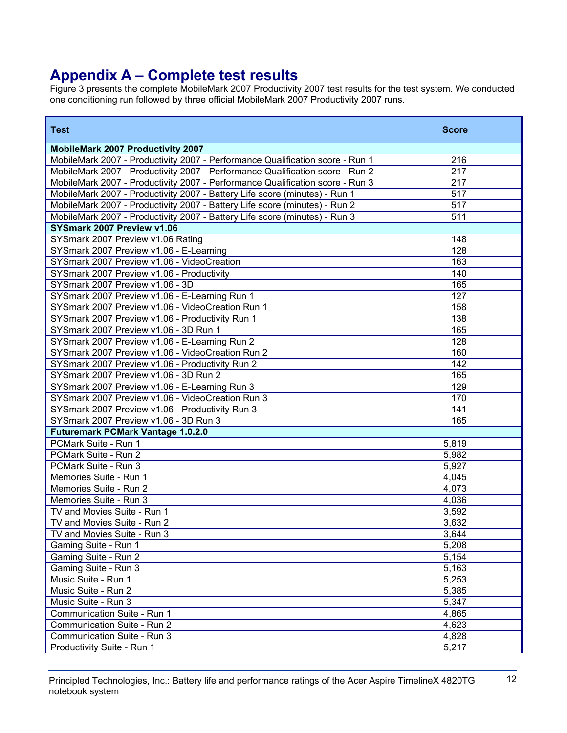# Appendix A – Complete test results

Figure 3 presents the complete MobileMark 2007 Productivity 2007 test results for the test system. We conducted one conditioning run followed by three official MobileMark 2007 Productivity 2007 runs.

| Test | Score |
|---|---|
| **MobileMark 2007 Productivity 2007** | |
| MobileMark 2007 - Productivity 2007 - Performance Qualification score - Run 1 | 216 |
| MobileMark 2007 - Productivity 2007 - Performance Qualification score - Run 2 | 217 |
| MobileMark 2007 - Productivity 2007 - Performance Qualification score - Run 3 | 217 |
| MobileMark 2007 - Productivity 2007 - Battery Life score (minutes) - Run 1 | 517 |
| MobileMark 2007 - Productivity 2007 - Battery Life score (minutes) - Run 2 | 517 |
| MobileMark 2007 - Productivity 2007 - Battery Life score (minutes) - Run 3 | 511 |
| **SYSmark 2007 Preview v1.06** | |
| SYSmark 2007 Preview v1.06 Rating | 148 |
| SYSmark 2007 Preview v1.06 - E-Learning | 128 |
| SYSmark 2007 Preview v1.06 - VideoCreation | 163 |
| SYSmark 2007 Preview v1.06 - Productivity | 140 |
| SYSmark 2007 Preview v1.06 - 3D | 165 |
| SYSmark 2007 Preview v1.06 - E-Learning Run 1 | 127 |
| SYSmark 2007 Preview v1.06 - VideoCreation Run 1 | 158 |
| SYSmark 2007 Preview v1.06 - Productivity Run 1 | 138 |
| SYSmark 2007 Preview v1.06 - 3D Run 1 | 165 |
| SYSmark 2007 Preview v1.06 - E-Learning Run 2 | 128 |
| SYSmark 2007 Preview v1.06 - VideoCreation Run 2 | 160 |
| SYSmark 2007 Preview v1.06 - Productivity Run 2 | 142 |
| SYSmark 2007 Preview v1.06 - 3D Run 2 | 165 |
| SYSmark 2007 Preview v1.06 - E-Learning Run 3 | 129 |
| SYSmark 2007 Preview v1.06 - VideoCreation Run 3 | 170 |
| SYSmark 2007 Preview v1.06 - Productivity Run 3 | 141 |
| SYSmark 2007 Preview v1.06 - 3D Run 3 | 165 |
| **Futuremark PCMark Vantage 1.0.2.0** | |
| PCMark Suite - Run 1 | 5,819 |
| PCMark Suite - Run 2 | 5,982 |
| PCMark Suite - Run 3 | 5,927 |
| Memories Suite - Run 1 | 4,045 |
| Memories Suite - Run 2 | 4,073 |
| Memories Suite - Run 3 | 4,036 |
| TV and Movies Suite - Run 1 | 3,592 |
| TV and Movies Suite - Run 2 | 3,632 |
| TV and Movies Suite - Run 3 | 3,644 |
| Gaming Suite - Run 1 | 5,208 |
| Gaming Suite - Run 2 | 5,154 |
| Gaming Suite - Run 3 | 5,163 |
| Music Suite - Run 1 | 5,253 |
| Music Suite - Run 2 | 5,385 |
| Music Suite - Run 3 | 5,347 |
| Communication Suite - Run 1 | 4,865 |
| Communication Suite - Run 2 | 4,623 |
| Communication Suite - Run 3 | 4,828 |
| Productivity Suite - Run 1 | 5,217 |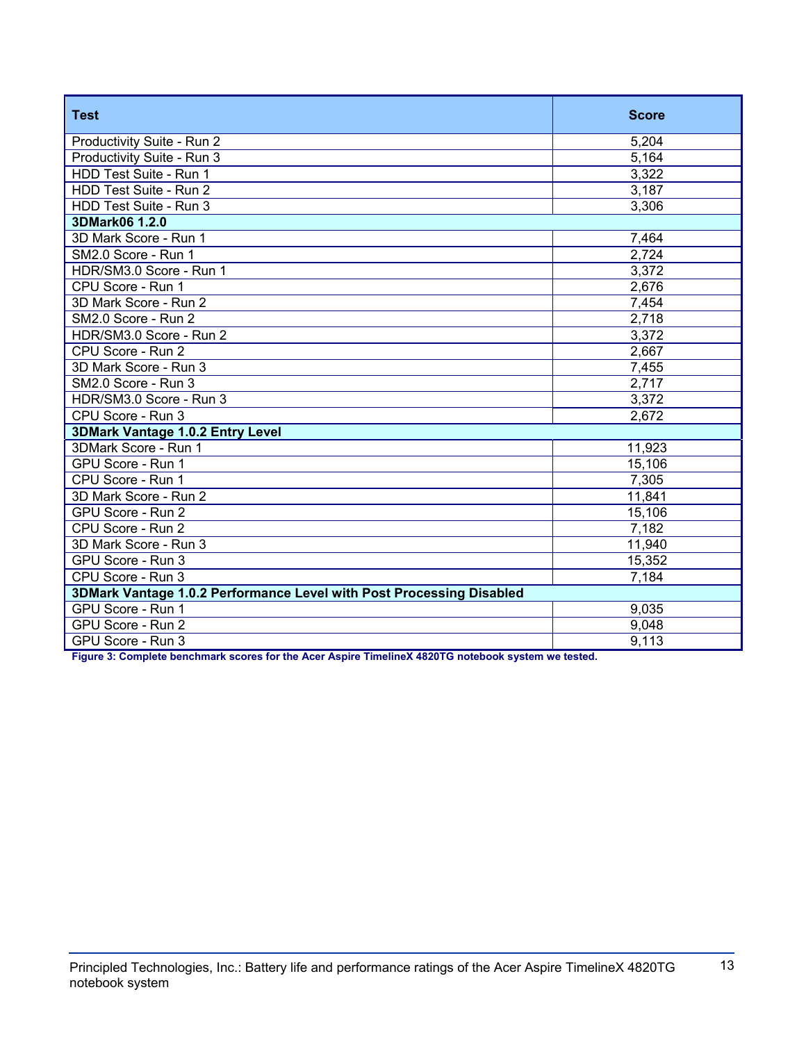| Test | Score |
|---|---|
| Productivity Suite - Run 2 | 5,204 |
| Productivity Suite - Run 3 | 5,164 |
| HDD Test Suite - Run 1 | 3,322 |
| HDD Test Suite - Run 2 | 3,187 |
| HDD Test Suite - Run 3 | 3,306 |
| **3DMark06 1.2.0** | |
| 3D Mark Score - Run 1 | 7,464 |
| SM2.0 Score - Run 1 | 2,724 |
| HDR/SM3.0 Score - Run 1 | 3,372 |
| CPU Score - Run 1 | 2,676 |
| 3D Mark Score - Run 2 | 7,454 |
| SM2.0 Score - Run 2 | 2,718 |
| HDR/SM3.0 Score - Run 2 | 3,372 |
| CPU Score - Run 2 | 2,667 |
| 3D Mark Score - Run 3 | 7,455 |
| SM2.0 Score - Run 3 | 2,717 |
| HDR/SM3.0 Score - Run 3 | 3,372 |
| CPU Score - Run 3 | 2,672 |
| **3DMark Vantage 1.0.2 Entry Level** | |
| 3DMark Score - Run 1 | 11,923 |
| GPU Score - Run 1 | 15,106 |
| CPU Score - Run 1 | 7,305 |
| 3D Mark Score - Run 2 | 11,841 |
| GPU Score - Run 2 | 15,106 |
| CPU Score - Run 2 | 7,182 |
| 3D Mark Score - Run 3 | 11,940 |
| GPU Score - Run 3 | 15,352 |
| CPU Score - Run 3 | 7,184 |
| **3DMark Vantage 1.0.2 Performance Level with Post Processing Disabled** | |
| GPU Score - Run 1 | 9,035 |
| GPU Score - Run 2 | 9,048 |
| GPU Score - Run 3 | 9,113 |

**Figure 3: Complete benchmark scores for the Acer Aspire TimelineX 4820TG notebook system we tested.**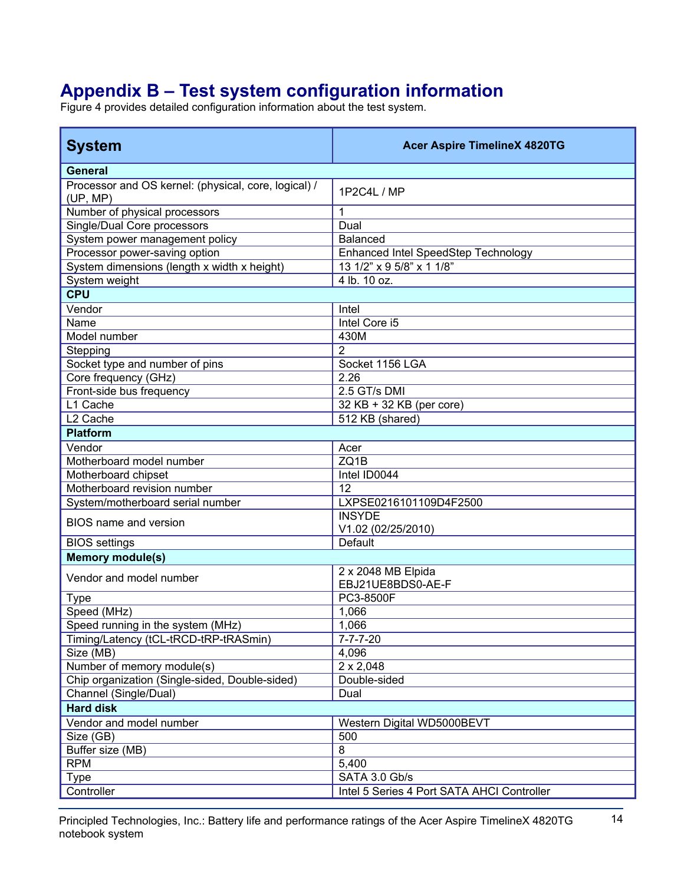# Appendix B – Test system configuration information

Figure 4 provides detailed configuration information about the test system.

| System | Acer Aspire TimelineX 4820TG |
|---|---|
| **General** | |
| Processor and OS kernel: (physical, core, logical) / (UP, MP) | 1P2C4L / MP |
| Number of physical processors | 1 |
| Single/Dual Core processors | Dual |
| System power management policy | Balanced |
| Processor power-saving option | Enhanced Intel SpeedStep Technology |
| System dimensions (length x width x height) | 13 1/2" x 9 5/8" x 1 1/8" |
| System weight | 4 lb. 10 oz. |
| **CPU** | |
| Vendor | Intel |
| Name | Intel Core i5 |
| Model number | 430M |
| Stepping | 2 |
| Socket type and number of pins | Socket 1156 LGA |
| Core frequency (GHz) | 2.26 |
| Front-side bus frequency | 2.5 GT/s DMI |
| L1 Cache | 32 KB + 32 KB (per core) |
| L2 Cache | 512 KB (shared) |
| **Platform** | |
| Vendor | Acer |
| Motherboard model number | ZQ1B |
| Motherboard chipset | Intel ID0044 |
| Motherboard revision number | 12 |
| System/motherboard serial number | LXPSE0216101109D4F2500 |
| BIOS name and version | INSYDE V1.02 (02/25/2010) |
| BIOS settings | Default |
| **Memory module(s)** | |
| Vendor and model number | 2 x 2048 MB Elpida EBJ21UE8BDS0-AE-F |
| Type | PC3-8500F |
| Speed (MHz) | 1,066 |
| Speed running in the system (MHz) | 1,066 |
| Timing/Latency (tCL-tRCD-tRP-tRASmin) | 7-7-7-20 |
| Size (MB) | 4,096 |
| Number of memory module(s) | 2 x 2,048 |
| Chip organization (Single-sided, Double-sided) | Double-sided |
| Channel (Single/Dual) | Dual |
| **Hard disk** | |
| Vendor and model number | Western Digital WD5000BEVT |
| Size (GB) | 500 |
| Buffer size (MB) | 8 |
| RPM | 5,400 |
| Type | SATA 3.0 Gb/s |
| Controller | Intel 5 Series 4 Port SATA AHCI Controller |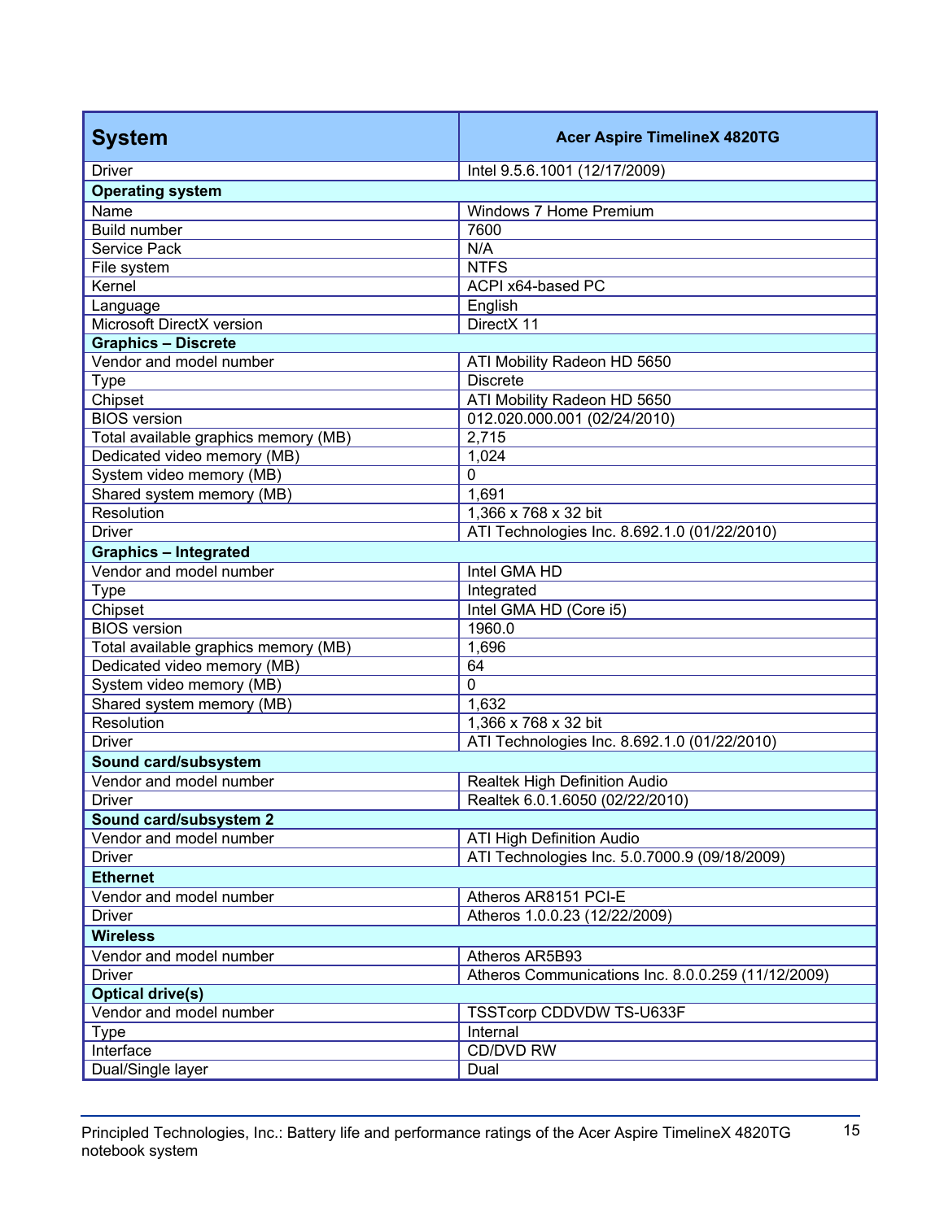| System | Acer Aspire TimelineX 4820TG |
|---|---|
| Driver | Intel 9.5.6.1001 (12/17/2009) |
| **Operating system** | |
| Name | Windows 7 Home Premium |
| Build number | 7600 |
| Service Pack | N/A |
| File system | NTFS |
| Kernel | ACPI x64-based PC |
| Language | English |
| Microsoft DirectX version | DirectX 11 |
| **Graphics – Discrete** | |
| Vendor and model number | ATI Mobility Radeon HD 5650 |
| Type | Discrete |
| Chipset | ATI Mobility Radeon HD 5650 |
| BIOS version | 012.020.000.001 (02/24/2010) |
| Total available graphics memory (MB) | 2,715 |
| Dedicated video memory (MB) | 1,024 |
| System video memory (MB) | 0 |
| Shared system memory (MB) | 1,691 |
| Resolution | 1,366 x 768 x 32 bit |
| Driver | ATI Technologies Inc. 8.692.1.0 (01/22/2010) |
| **Graphics – Integrated** | |
| Vendor and model number | Intel GMA HD |
| Type | Integrated |
| Chipset | Intel GMA HD (Core i5) |
| BIOS version | 1960.0 |
| Total available graphics memory (MB) | 1,696 |
| Dedicated video memory (MB) | 64 |
| System video memory (MB) | 0 |
| Shared system memory (MB) | 1,632 |
| Resolution | 1,366 x 768 x 32 bit |
| Driver | ATI Technologies Inc. 8.692.1.0 (01/22/2010) |
| **Sound card/subsystem** | |
| Vendor and model number | Realtek High Definition Audio |
| Driver | Realtek 6.0.1.6050 (02/22/2010) |
| **Sound card/subsystem 2** | |
| Vendor and model number | ATI High Definition Audio |
| Driver | ATI Technologies Inc. 5.0.7000.9 (09/18/2009) |
| **Ethernet** | |
| Vendor and model number | Atheros AR8151 PCI-E |
| Driver | Atheros 1.0.0.23 (12/22/2009) |
| **Wireless** | |
| Vendor and model number | Atheros AR5B93 |
| Driver | Atheros Communications Inc. 8.0.0.259 (11/12/2009) |
| **Optical drive(s)** | |
| Vendor and model number | TSSTcorp CDDVDW TS-U633F |
| Type | Internal |
| Interface | CD/DVD RW |
| Dual/Single layer | Dual |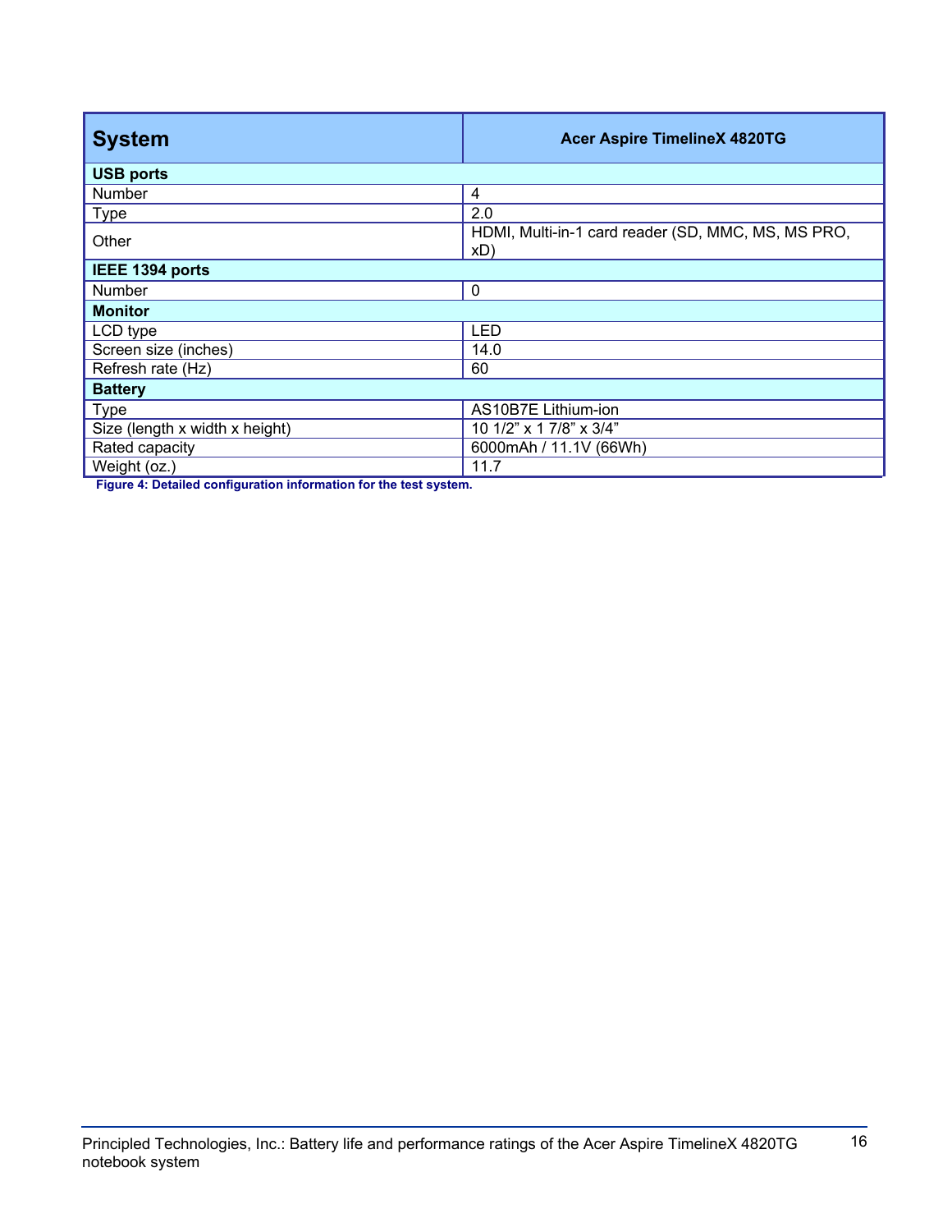| System | Acer Aspire TimelineX 4820TG |
|---|---|
| **USB ports** | |
| Number | 4 |
| Type | 2.0 |
| Other | HDMI, Multi-in-1 card reader (SD, MMC, MS, MS PRO, xD) |
| **IEEE 1394 ports** | |
| Number | 0 |
| **Monitor** | |
| LCD type | LED |
| Screen size (inches) | 14.0 |
| Refresh rate (Hz) | 60 |
| **Battery** | |
| Type | AS10B7E Lithium-ion |
| Size (length x width x height) | 10 1/2” x 1 7/8” x 3/4” |
| Rated capacity | 6000mAh / 11.1V (66Wh) |
| Weight (oz.) | 11.7 |

**Figure 4: Detailed configuration information for the test system.**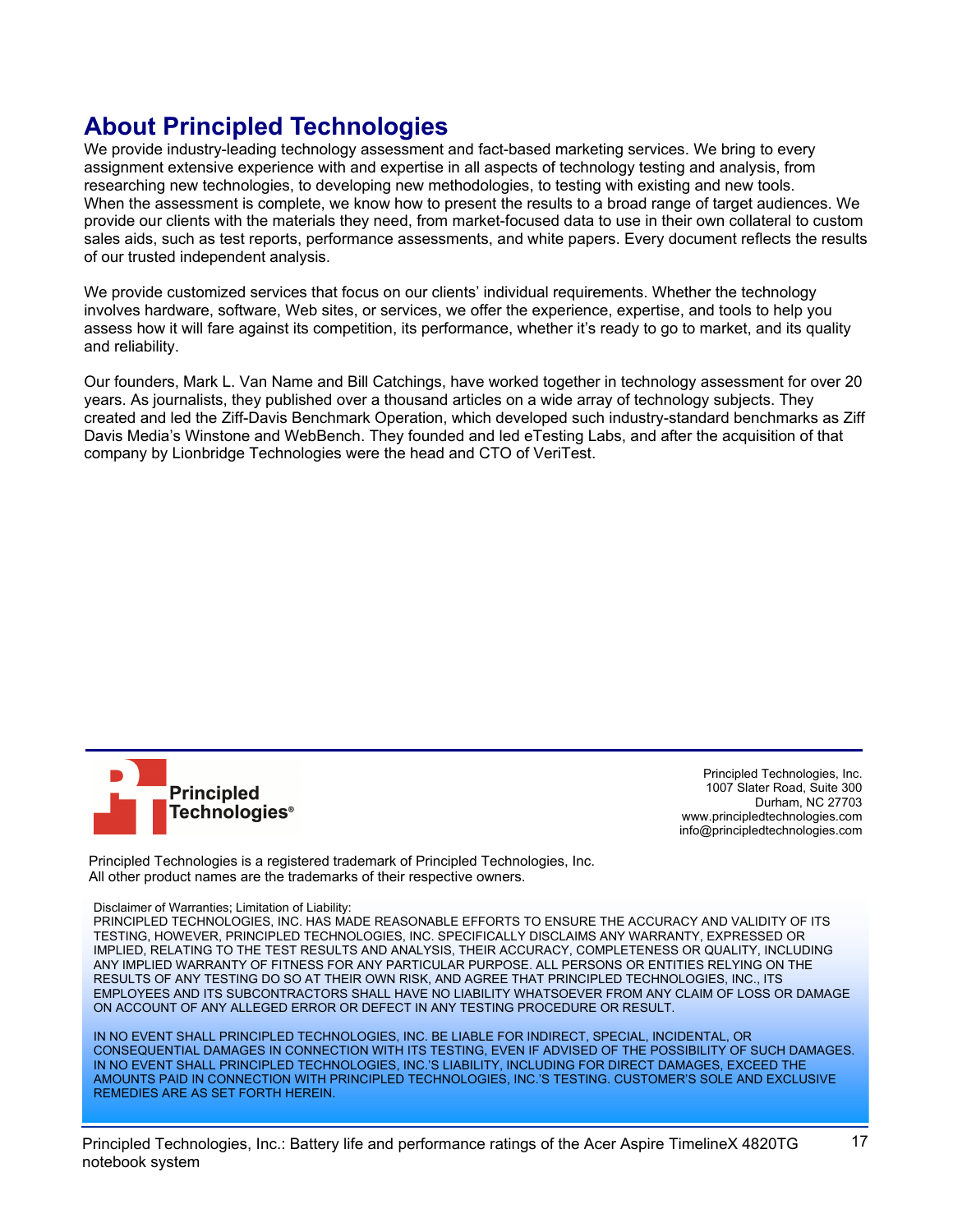# About Principled Technologies

We provide industry-leading technology assessment and fact-based marketing services. We bring to every assignment extensive experience with and expertise in all aspects of technology testing and analysis, from researching new technologies, to developing new methodologies, to testing with existing and new tools. When the assessment is complete, we know how to present the results to a broad range of target audiences. We provide our clients with the materials they need, from market-focused data to use in their own collateral to custom sales aids, such as test reports, performance assessments, and white papers. Every document reflects the results of our trusted independent analysis.

We provide customized services that focus on our clients' individual requirements. Whether the technology involves hardware, software, Web sites, or services, we offer the experience, expertise, and tools to help you assess how it will fare against its competition, its performance, whether it's ready to go to market, and its quality and reliability.

Our founders, Mark L. Van Name and Bill Catchings, have worked together in technology assessment for over 20 years. As journalists, they published over a thousand articles on a wide array of technology subjects. They created and led the Ziff-Davis Benchmark Operation, which developed such industry-standard benchmarks as Ziff Davis Media's Winstone and WebBench. They founded and led eTesting Labs, and after the acquisition of that company by Lionbridge Technologies were the head and CTO of VeriTest.

Principled Technologies®

Principled Technologies, Inc.
1007 Slater Road, Suite 300
Durham, NC 27703
www.principledtechnologies.com
info@principledtechnologies.com

Principled Technologies is a registered trademark of Principled Technologies, Inc.
All other product names are the trademarks of their respective owners.

Disclaimer of Warranties; Limitation of Liability:
PRINCIPLED TECHNOLOGIES, INC. HAS MADE REASONABLE EFFORTS TO ENSURE THE ACCURACY AND VALIDITY OF ITS TESTING, HOWEVER, PRINCIPLED TECHNOLOGIES, INC. SPECIFICALLY DISCLAIMS ANY WARRANTY, EXPRESSED OR IMPLIED, RELATING TO THE TEST RESULTS AND ANALYSIS, THEIR ACCURACY, COMPLETENESS OR QUALITY, INCLUDING ANY IMPLIED WARRANTY OF FITNESS FOR ANY PARTICULAR PURPOSE. ALL PERSONS OR ENTITIES RELYING ON THE RESULTS OF ANY TESTING DO SO AT THEIR OWN RISK, AND AGREE THAT PRINCIPLED TECHNOLOGIES, INC., ITS EMPLOYEES AND ITS SUBCONTRACTORS SHALL HAVE NO LIABILITY WHATSOEVER FROM ANY CLAIM OF LOSS OR DAMAGE ON ACCOUNT OF ANY ALLEGED ERROR OR DEFECT IN ANY TESTING PROCEDURE OR RESULT.

IN NO EVENT SHALL PRINCIPLED TECHNOLOGIES, INC. BE LIABLE FOR INDIRECT, SPECIAL, INCIDENTAL, OR CONSEQUENTIAL DAMAGES IN CONNECTION WITH ITS TESTING, EVEN IF ADVISED OF THE POSSIBILITY OF SUCH DAMAGES. IN NO EVENT SHALL PRINCIPLED TECHNOLOGIES, INC.'S LIABILITY, INCLUDING FOR DIRECT DAMAGES, EXCEED THE AMOUNTS PAID IN CONNECTION WITH PRINCIPLED TECHNOLOGIES, INC.'S TESTING. CUSTOMER'S SOLE AND EXCLUSIVE REMEDIES ARE AS SET FORTH HEREIN.